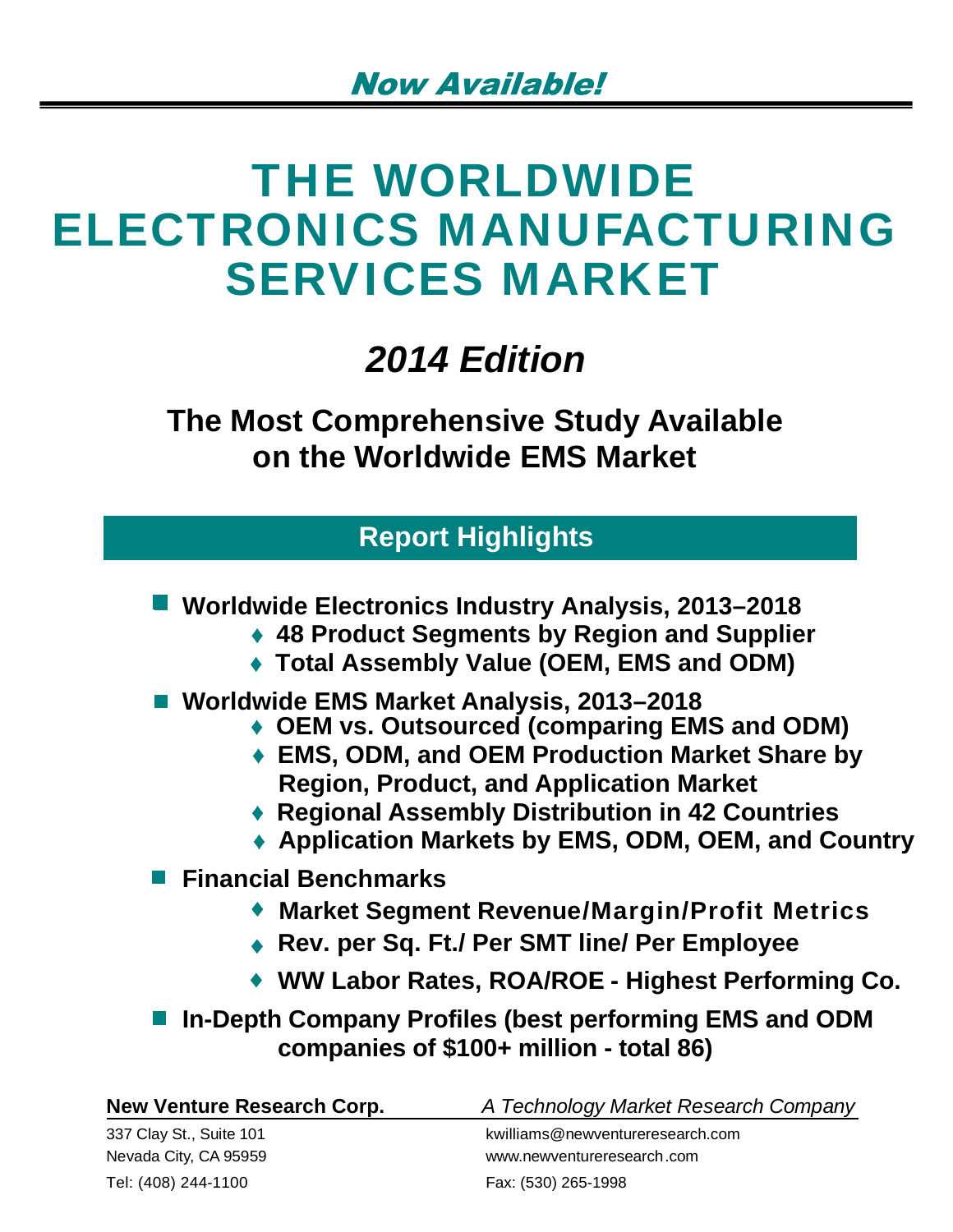*Now Available!*

# THE WORLDWIDE ELECTRONICS MANUFACTURING SERVICES MARKET

## *2014 Edition*

### The Most Comprehensive Study Available on the Worldwide EMS Market

## Report Highlights

- **Worldwide Electronics Industry Analysis, 2013–2018**
  - **48 Product Segments by Region and Supplier**
  - **Total Assembly Value (OEM, EMS and ODM)**
- **Worldwide EMS Market Analysis, 2013–2018**
  - **OEM vs. Outsourced (comparing EMS and ODM)**
  - **EMS, ODM, and OEM Production Market Share by Region, Product, and Application Market**
  - **Regional Assembly Distribution in 42 Countries**
  - **Application Markets by EMS, ODM, OEM, and Country**
- **Financial Benchmarks**
  - **Market Segment Revenue/Margin/Profit Metrics**
  - **Rev. per Sq. Ft./ Per SMT line/ Per Employee**
  - **WW Labor Rates, ROA/ROE - Highest Performing Co.**
- **In-Depth Company Profiles (best performing EMS and ODM companies of $100+ million - total 86)**

**New Venture Research Corp.** — *A Technology Market Research Company*

337 Clay St., Suite 101
Nevada City, CA 95959
Tel: (408) 244-1100

kwilliams@newventureresearch.com
www.newventureresearch.com
Fax: (530) 265-1998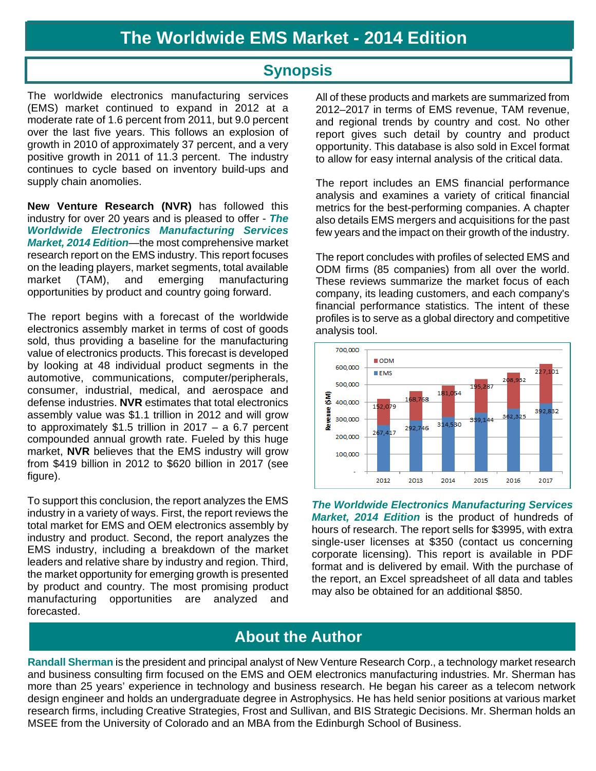# The Worldwide EMS Market - 2014 Edition

## Synopsis

The worldwide electronics manufacturing services (EMS) market continued to expand in 2012 at a moderate rate of 1.6 percent from 2011, but 9.0 percent over the last five years. This follows an explosion of growth in 2010 of approximately 37 percent, and a very positive growth in 2011 of 11.3 percent. The industry continues to cycle based on inventory build-ups and supply chain anomolies.

**New Venture Research (NVR)** has followed this industry for over 20 years and is pleased to offer - ***The Worldwide Electronics Manufacturing Services Market, 2014 Edition***—the most comprehensive market research report on the EMS industry. This report focuses on the leading players, market segments, total available market (TAM), and emerging manufacturing opportunities by product and country going forward.

The report begins with a forecast of the worldwide electronics assembly market in terms of cost of goods sold, thus providing a baseline for the manufacturing value of electronics products. This forecast is developed by looking at 48 individual product segments in the automotive, communications, computer/peripherals, consumer, industrial, medical, and aerospace and defense industries. **NVR** estimates that total electronics assembly value was $1.1 trillion in 2012 and will grow to approximately $1.5 trillion in 2017 – a 6.7 percent compounded annual growth rate. Fueled by this huge market, **NVR** believes that the EMS industry will grow from $419 billion in 2012 to $620 billion in 2017 (see figure).

To support this conclusion, the report analyzes the EMS industry in a variety of ways. First, the report reviews the total market for EMS and OEM electronics assembly by industry and product. Second, the report analyzes the EMS industry, including a breakdown of the market leaders and relative share by industry and region. Third, the market opportunity for emerging growth is presented by product and country. The most promising product manufacturing opportunities are analyzed and forecasted.

All of these products and markets are summarized from 2012–2017 in terms of EMS revenue, TAM revenue, and regional trends by country and cost. No other report gives such detail by country and product opportunity. This database is also sold in Excel format to allow for easy internal analysis of the critical data.

The report includes an EMS financial performance analysis and examines a variety of critical financial metrics for the best-performing companies. A chapter also details EMS mergers and acquisitions for the past few years and the impact on their growth of the industry.

The report concludes with profiles of selected EMS and ODM firms (85 companies) from all over the world. These reviews summarize the market focus of each company, its leading customers, and each company's financial performance statistics. The intent of these profiles is to serve as a global directory and competitive analysis tool.

| Revenue ($M) | 2012 | 2013 | 2014 | 2015 | 2016 | 2017 |
|---|---|---|---|---|---|---|
| ODM | 152,079 | 168,768 | 181,054 | 195,287 | 208,952 | 227,101 |
| EMS | 267,417 | 292,746 | 314,530 | 339,144 | 362,525 | 392,832 |

***The Worldwide Electronics Manufacturing Services Market, 2014 Edition*** is the product of hundreds of hours of research. The report sells for $3995, with extra single-user licenses at $350 (contact us concerning corporate licensing). This report is available in PDF format and is delivered by email. With the purchase of the report, an Excel spreadsheet of all data and tables may also be obtained for an additional $850.

## About the Author

**Randall Sherman** is the president and principal analyst of New Venture Research Corp., a technology market research and business consulting firm focused on the EMS and OEM electronics manufacturing industries. Mr. Sherman has more than 25 years' experience in technology and business research. He began his career as a telecom network design engineer and holds an undergraduate degree in Astrophysics. He has held senior positions at various market research firms, including Creative Strategies, Frost and Sullivan, and BIS Strategic Decisions. Mr. Sherman holds an MSEE from the University of Colorado and an MBA from the Edinburgh School of Business.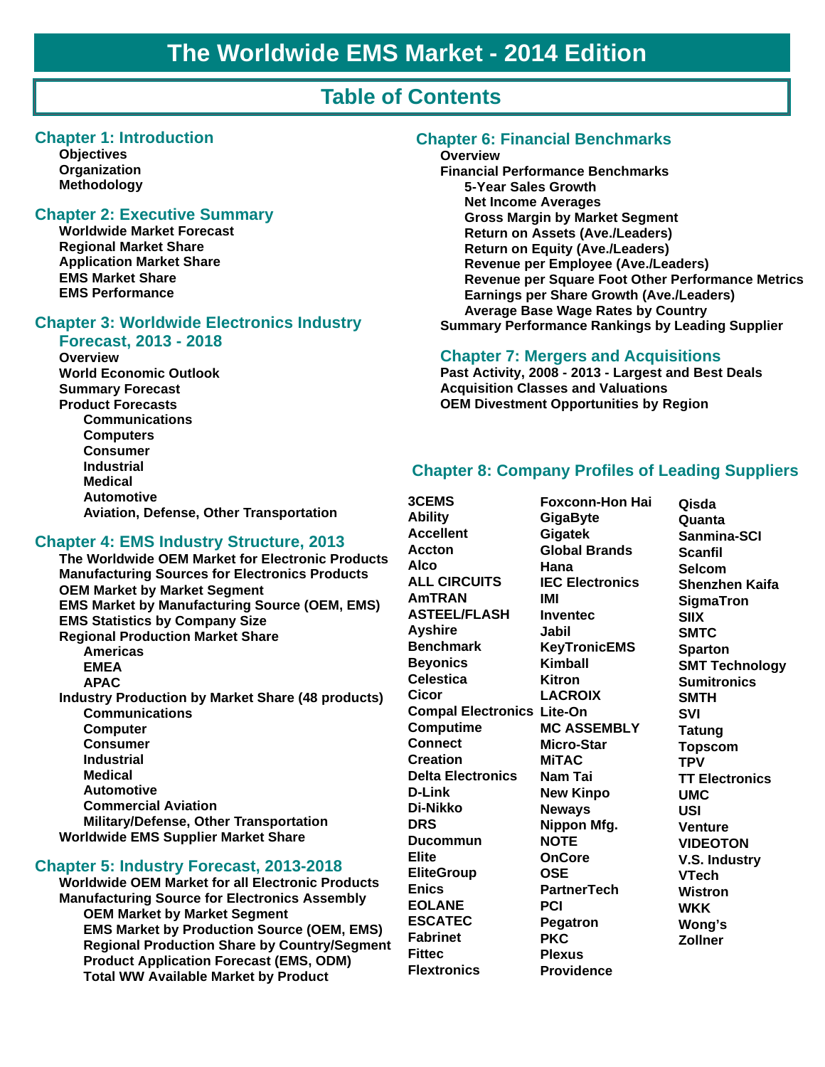# The Worldwide EMS Market - 2014 Edition

## Table of Contents

### Chapter 1: Introduction

- Objectives
- Organization
- Methodology

### Chapter 2: Executive Summary

- Worldwide Market Forecast
- Regional Market Share
- Application Market Share
- EMS Market Share
- EMS Performance

### Chapter 3: Worldwide Electronics Industry Forecast, 2013 - 2018

- Overview
- World Economic Outlook
- Summary Forecast
- Product Forecasts
  - Communications
  - Computers
  - Consumer
  - Industrial
  - Medical
  - Automotive
  - Aviation, Defense, Other Transportation

### Chapter 4: EMS Industry Structure, 2013

- The Worldwide OEM Market for Electronic Products
- Manufacturing Sources for Electronics Products
- OEM Market by Market Segment
- EMS Market by Manufacturing Source (OEM, EMS)
- EMS Statistics by Company Size
- Regional Production Market Share
  - Americas
  - EMEA
  - APAC
- Industry Production by Market Share (48 products)
  - Communications
  - Computer
  - Consumer
  - Industrial
  - Medical
  - Automotive
  - Commercial Aviation
  - Military/Defense, Other Transportation
- Worldwide EMS Supplier Market Share

### Chapter 5: Industry Forecast, 2013-2018

- Worldwide OEM Market for all Electronic Products
- Manufacturing Source for Electronics Assembly
  - OEM Market by Market Segment
  - EMS Market by Production Source (OEM, EMS)
  - Regional Production Share by Country/Segment
  - Product Application Forecast (EMS, ODM)
  - Total WW Available Market by Product

### Chapter 6: Financial Benchmarks

- Overview
- Financial Performance Benchmarks
  - 5-Year Sales Growth
  - Net Income Averages
  - Gross Margin by Market Segment
  - Return on Assets (Ave./Leaders)
  - Return on Equity (Ave./Leaders)
  - Revenue per Employee (Ave./Leaders)
  - Revenue per Square Foot Other Performance Metrics
  - Earnings per Share Growth (Ave./Leaders)
  - Average Base Wage Rates by Country
- Summary Performance Rankings by Leading Supplier

### Chapter 7: Mergers and Acquisitions

- Past Activity, 2008 - 2013 - Largest and Best Deals
- Acquisition Classes and Valuations
- OEM Divestment Opportunities by Region

### Chapter 8: Company Profiles of Leading Suppliers

- 3CEMS
- Ability
- Accellent
- Accton
- Alco
- ALL CIRCUITS
- AmTRAN
- ASTEEL/FLASH
- Ayshire
- Benchmark
- Beyonics
- Celestica
- Cicor
- Compal Electronics
- Computime
- Connect
- Creation
- Delta Electronics
- D-Link
- Di-Nikko
- DRS
- Ducommun
- Elite
- EliteGroup
- Enics
- EOLANE
- ESCATEC
- Fabrinet
- Fittec
- Flextronics
- Foxconn-Hon Hai
- GigaByte
- Gigatek
- Global Brands
- Hana
- IEC Electronics
- IMI
- Inventec
- Jabil
- KeyTronicEMS
- Kimball
- Kitron
- LACROIX
- Lite-On
- MC ASSEMBLY
- Micro-Star
- MiTAC
- Nam Tai
- New Kinpo
- Neways
- Nippon Mfg.
- NOTE
- OnCore
- OSE
- PartnerTech
- PCI
- Pegatron
- PKC
- Plexus
- Providence
- Qisda
- Quanta
- Sanmina-SCI
- Scanfil
- Selcom
- Shenzhen Kaifa
- SigmaTron
- SIIX
- SMTC
- Sparton
- SMT Technology
- Sumitronics
- SMTH
- SVI
- Tatung
- Topscom
- TPV
- TT Electronics
- UMC
- USI
- Venture
- VIDEOTON
- V.S. Industry
- VTech
- Wistron
- WKK
- Wong's
- Zollner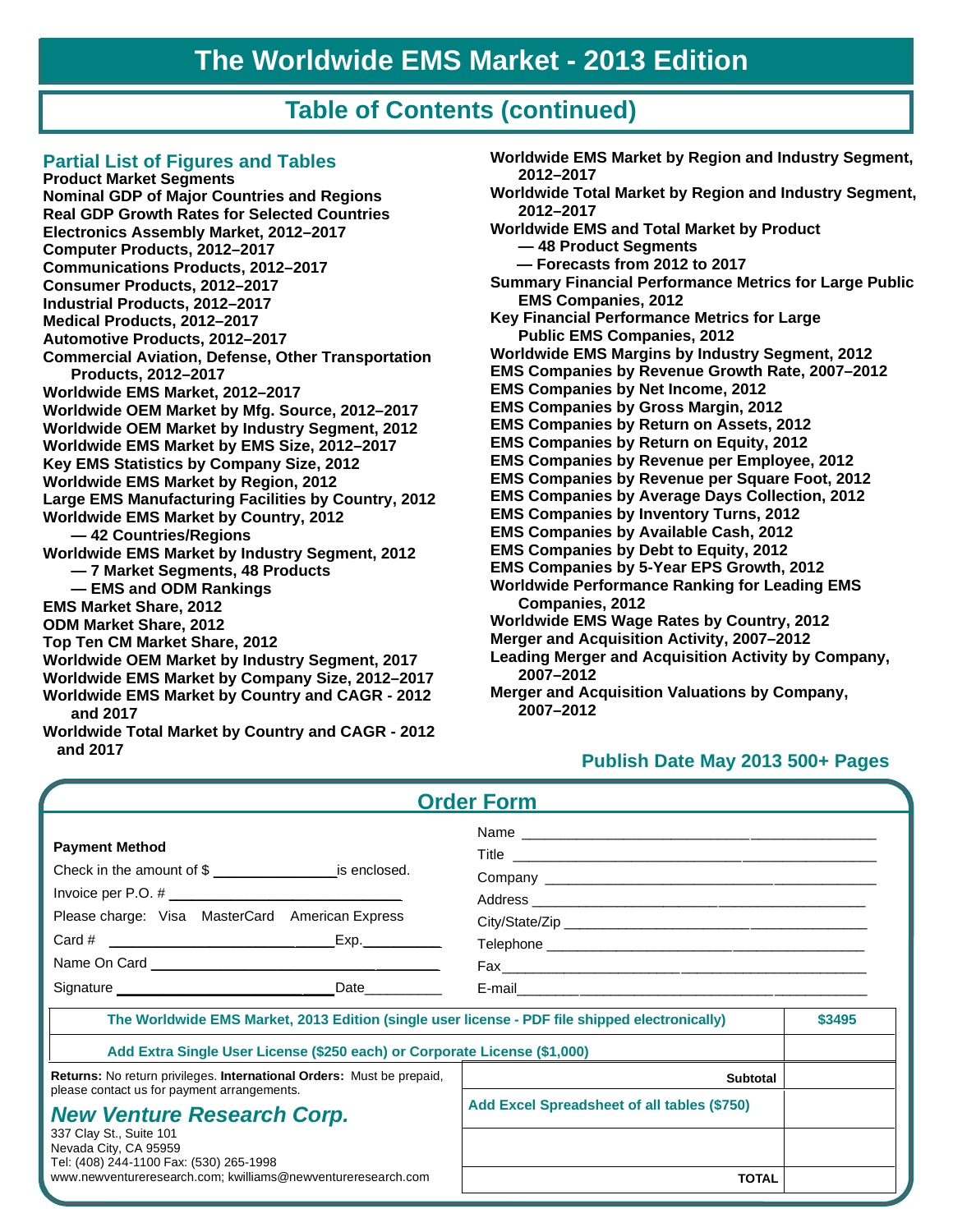# The Worldwide EMS Market - 2013 Edition

## Table of Contents (continued)

### Partial List of Figures and Tables

**Product Market Segments**
**Nominal GDP of Major Countries and Regions**
**Real GDP Growth Rates for Selected Countries**
**Electronics Assembly Market, 2012–2017**
**Computer Products, 2012–2017**
**Communications Products, 2012–2017**
**Consumer Products, 2012–2017**
**Industrial Products, 2012–2017**
**Medical Products, 2012–2017**
**Automotive Products, 2012–2017**
**Commercial Aviation, Defense, Other Transportation Products, 2012–2017**
**Worldwide EMS Market, 2012–2017**
**Worldwide OEM Market by Mfg. Source, 2012–2017**
**Worldwide OEM Market by Industry Segment, 2012**
**Worldwide EMS Market by EMS Size, 2012–2017**
**Key EMS Statistics by Company Size, 2012**
**Worldwide EMS Market by Region, 2012**
**Large EMS Manufacturing Facilities by Country, 2012**
**Worldwide EMS Market by Country, 2012**
- **— 42 Countries/Regions**

**Worldwide EMS Market by Industry Segment, 2012**
- **— 7 Market Segments, 48 Products**
- **— EMS and ODM Rankings**

**EMS Market Share, 2012**
**ODM Market Share, 2012**
**Top Ten CM Market Share, 2012**
**Worldwide OEM Market by Industry Segment, 2017**
**Worldwide EMS Market by Company Size, 2012–2017**
**Worldwide EMS Market by Country and CAGR - 2012 and 2017**
**Worldwide Total Market by Country and CAGR - 2012 and 2017**
**Worldwide EMS Market by Region and Industry Segment, 2012–2017**
**Worldwide Total Market by Region and Industry Segment, 2012–2017**
**Worldwide EMS and Total Market by Product**
- **— 48 Product Segments**
- **— Forecasts from 2012 to 2017**

**Summary Financial Performance Metrics for Large Public EMS Companies, 2012**
**Key Financial Performance Metrics for Large Public EMS Companies, 2012**
**Worldwide EMS Margins by Industry Segment, 2012**
**EMS Companies by Revenue Growth Rate, 2007–2012**
**EMS Companies by Net Income, 2012**
**EMS Companies by Gross Margin, 2012**
**EMS Companies by Return on Assets, 2012**
**EMS Companies by Return on Equity, 2012**
**EMS Companies by Revenue per Employee, 2012**
**EMS Companies by Revenue per Square Foot, 2012**
**EMS Companies by Average Days Collection, 2012**
**EMS Companies by Inventory Turns, 2012**
**EMS Companies by Available Cash, 2012**
**EMS Companies by Debt to Equity, 2012**
**EMS Companies by 5-Year EPS Growth, 2012**
**Worldwide Performance Ranking for Leading EMS Companies, 2012**
**Worldwide EMS Wage Rates by Country, 2012**
**Merger and Acquisition Activity, 2007–2012**
**Leading Merger and Acquisition Activity by Company, 2007–2012**
**Merger and Acquisition Valuations by Company, 2007–2012**

**Publish Date May 2013 500+ Pages**

## Order Form

**Payment Method**

Check in the amount of $ _______________ is enclosed.

Invoice per P.O. # ______________________________

Please charge: Visa MasterCard American Express

Card # ______________________________ Exp. __________

Name On Card ______________________________

Signature ______________________________ Date __________

Name ______________________________

Title ______________________________

Company ______________________________

Address ______________________________

City/State/Zip ______________________________

Telephone ______________________________

Fax ______________________________

E-mail ______________________________

| | |
|---|---|
| **The Worldwide EMS Market, 2013 Edition (single user license - PDF file shipped electronically)** | **$3495** |
| **Add Extra Single User License ($250 each) or Corporate License ($1,000)** | |
| **Subtotal** | |
| **Add Excel Spreadsheet of all tables ($750)** | |
| | |
| **TOTAL** | |

**Returns:** No return privileges. **International Orders:** Must be prepaid, please contact us for payment arrangements.

### *New Venture Research Corp.*

337 Clay St., Suite 101
Nevada City, CA 95959
Tel: (408) 244-1100 Fax: (530) 265-1998
www.newventureresearch.com; kwilliams@newventureresearch.com